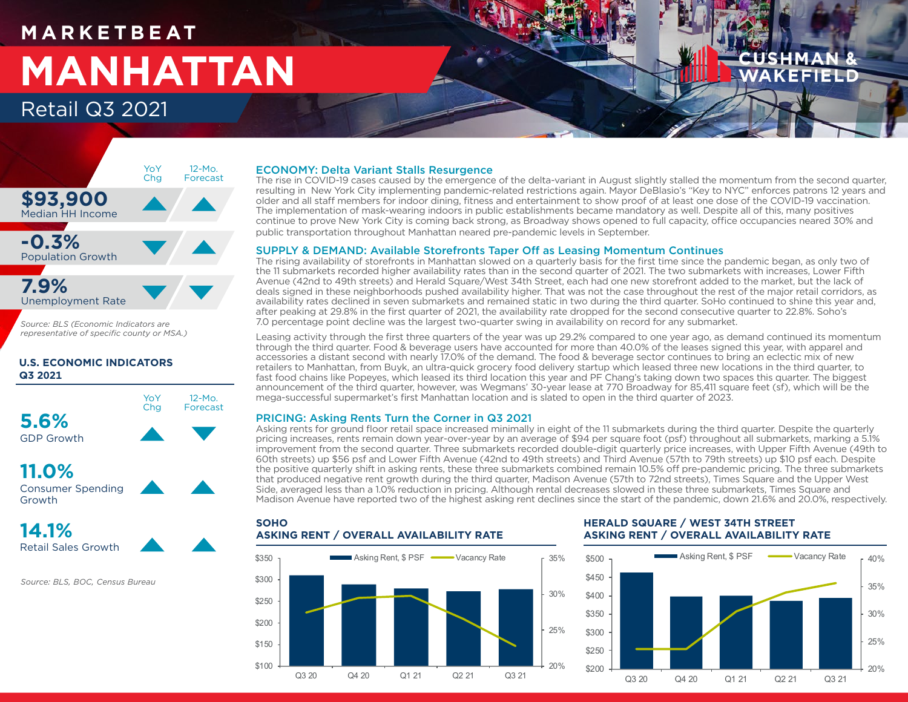# MARKETBEAT

# MANHATTAN

## Retail Q3 2021

| | YoY Chg | 12-Mo. Forecast |
|---|---|---|
| **$93,900** Median HH Income | ▲ | ▲ |
| **-0.3%** Population Growth | ▼ | ▲ |
| **7.9%** Unemployment Rate | ▼ | ▼ |

*Source: BLS (Economic Indicators are representative of specific county or MSA.)*

### U.S. ECONOMIC INDICATORS Q3 2021

| | YoY Chg | 12-Mo. Forecast |
|---|---|---|
| **5.6%** GDP Growth | ▲ | ▼ |
| **11.0%** Consumer Spending Growth | ▲ | ▲ |
| **14.1%** Retail Sales Growth | ▲ | ▲ |

*Source: BLS, BOC, Census Bureau*

### ECONOMY: Delta Variant Stalls Resurgence

The rise in COVID-19 cases caused by the emergence of the delta-variant in August slightly stalled the momentum from the second quarter, resulting in New York City implementing pandemic-related restrictions again. Mayor DeBlasio's "Key to NYC" enforces patrons 12 years and older and all staff members for indoor dining, fitness and entertainment to show proof of at least one dose of the COVID-19 vaccination. The implementation of mask-wearing indoors in public establishments became mandatory as well. Despite all of this, many positives continue to prove New York City is coming back strong, as Broadway shows opened to full capacity, office occupancies neared 30% and public transportation throughout Manhattan neared pre-pandemic levels in September.

### SUPPLY & DEMAND: Available Storefronts Taper Off as Leasing Momentum Continues

The rising availability of storefronts in Manhattan slowed on a quarterly basis for the first time since the pandemic began, as only two of the 11 submarkets recorded higher availability rates than in the second quarter of 2021. The two submarkets with increases, Lower Fifth Avenue (42nd to 49th streets) and Herald Square/West 34th Street, each had one new storefront added to the market, but the lack of deals signed in these neighborhoods pushed availability higher. That was not the case throughout the rest of the major retail corridors, as availability rates declined in seven submarkets and remained static in two during the third quarter. SoHo continued to shine this year and, after peaking at 29.8% in the first quarter of 2021, the availability rate dropped for the second consecutive quarter to 22.8%. Soho's 7.0 percentage point decline was the largest two-quarter swing in availability on record for any submarket.

Leasing activity through the first three quarters of the year was up 29.2% compared to one year ago, as demand continued its momentum through the third quarter. Food & beverage users have accounted for more than 40.0% of the leases signed this year, with apparel and accessories a distant second with nearly 17.0% of the demand. The food & beverage sector continues to bring an eclectic mix of new retailers to Manhattan, from Buyk, an ultra-quick grocery food delivery startup which leased three new locations in the third quarter, to fast food chains like Popeyes, which leased its third location this year and PF Chang's taking down two spaces this quarter. The biggest announcement of the third quarter, however, was Wegmans' 30-year lease at 770 Broadway for 85,411 square feet (sf), which will be the mega-successful supermarket's first Manhattan location and is slated to open in the third quarter of 2023.

### PRICING: Asking Rents Turn the Corner in Q3 2021

Asking rents for ground floor retail space increased minimally in eight of the 11 submarkets during the third quarter. Despite the quarterly pricing increases, rents remain down year-over-year by an average of $94 per square foot (psf) throughout all submarkets, marking a 5.1% improvement from the second quarter. Three submarkets recorded double-digit quarterly price increases, with Upper Fifth Avenue (49th to 60th streets) up $56 psf and Lower Fifth Avenue (42nd to 49th streets) and Third Avenue (57th to 79th streets) up $10 psf each. Despite the positive quarterly shift in asking rents, these three submarkets combined remain 10.5% off pre-pandemic pricing. The three submarkets that produced negative rent growth during the third quarter, Madison Avenue (57th to 72nd streets), Times Square and the Upper West Side, averaged less than a 1.0% reduction in pricing. Although rental decreases slowed in these three submarkets, Times Square and Madison Avenue have reported two of the highest asking rent declines since the start of the pandemic, down 21.6% and 20.0%, respectively.

### SOHO ASKING RENT / OVERALL AVAILABILITY RATE

(Chart: Asking Rent, $ PSF and Vacancy Rate for Q3 20, Q4 20, Q1 21, Q2 21, Q3 21)

### HERALD SQUARE / WEST 34TH STREET ASKING RENT / OVERALL AVAILABILITY RATE

(Chart: Asking Rent, $ PSF and Vacancy Rate for Q3 20, Q4 20, Q1 21, Q2 21, Q3 21)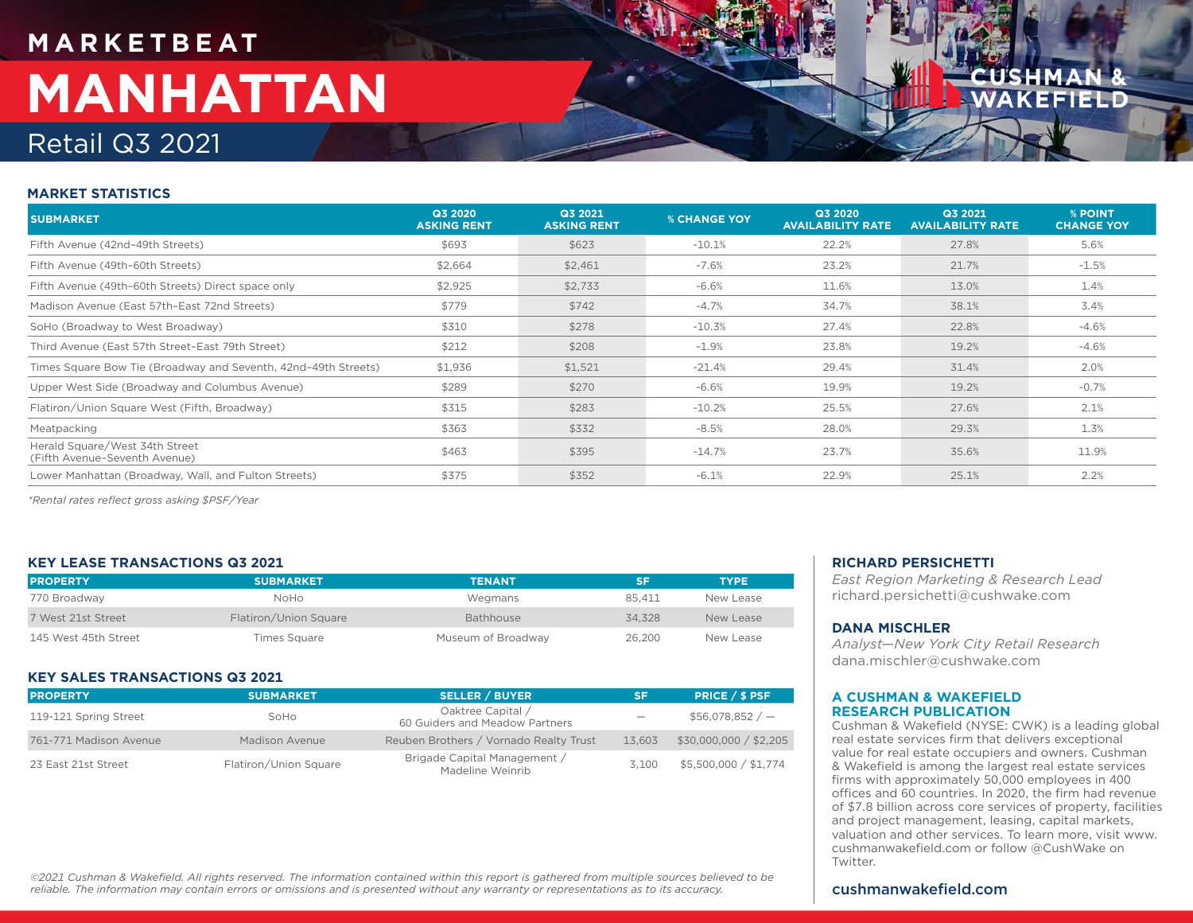# MARKETBEAT

# MANHATTAN

## Retail Q3 2021

CUSHMAN & WAKEFIELD

### MARKET STATISTICS

| SUBMARKET | Q3 2020 ASKING RENT | Q3 2021 ASKING RENT | % CHANGE YOY | Q3 2020 AVAILABILITY RATE | Q3 2021 AVAILABILITY RATE | % POINT CHANGE YOY |
|---|---|---|---|---|---|---|
| Fifth Avenue (42nd–49th Streets) | $693 | $623 | -10.1% | 22.2% | 27.8% | 5.6% |
| Fifth Avenue (49th–60th Streets) | $2,664 | $2,461 | -7.6% | 23.2% | 21.7% | -1.5% |
| Fifth Avenue (49th–60th Streets) Direct space only | $2,925 | $2,733 | -6.6% | 11.6% | 13.0% | 1.4% |
| Madison Avenue (East 57th–East 72nd Streets) | $779 | $742 | -4.7% | 34.7% | 38.1% | 3.4% |
| SoHo (Broadway to West Broadway) | $310 | $278 | -10.3% | 27.4% | 22.8% | -4.6% |
| Third Avenue (East 57th Street–East 79th Street) | $212 | $208 | -1.9% | 23.8% | 19.2% | -4.6% |
| Times Square Bow Tie (Broadway and Seventh, 42nd–49th Streets) | $1,936 | $1,521 | -21.4% | 29.4% | 31.4% | 2.0% |
| Upper West Side (Broadway and Columbus Avenue) | $289 | $270 | -6.6% | 19.9% | 19.2% | -0.7% |
| Flatiron/Union Square West (Fifth, Broadway) | $315 | $283 | -10.2% | 25.5% | 27.6% | 2.1% |
| Meatpacking | $363 | $332 | -8.5% | 28.0% | 29.3% | 1.3% |
| Herald Square/West 34th Street (Fifth Avenue–Seventh Avenue) | $463 | $395 | -14.7% | 23.7% | 35.6% | 11.9% |
| Lower Manhattan (Broadway, Wall, and Fulton Streets) | $375 | $352 | -6.1% | 22.9% | 25.1% | 2.2% |

*\*Rental rates reflect gross asking $PSF/Year*

### KEY LEASE TRANSACTIONS Q3 2021

| PROPERTY | SUBMARKET | TENANT | SF | TYPE |
|---|---|---|---|---|
| 770 Broadway | NoHo | Wegmans | 85,411 | New Lease |
| 7 West 21st Street | Flatiron/Union Square | Bathhouse | 34,328 | New Lease |
| 145 West 45th Street | Times Square | Museum of Broadway | 26,200 | New Lease |

### KEY SALES TRANSACTIONS Q3 2021

| PROPERTY | SUBMARKET | SELLER / BUYER | SF | PRICE / $ PSF |
|---|---|---|---|---|
| 119-121 Spring Street | SoHo | Oaktree Capital / 60 Guiders and Meadow Partners | — | $56,078,852 / — |
| 761-771 Madison Avenue | Madison Avenue | Reuben Brothers / Vornado Realty Trust | 13,603 | $30,000,000 / $2,205 |
| 23 East 21st Street | Flatiron/Union Square | Brigade Capital Management / Madeline Weinrib | 3,100 | $5,500,000 / $1,774 |

**RICHARD PERSICHETTI**
*East Region Marketing & Research Lead*
richard.persichetti@cushwake.com

**DANA MISCHLER**
*Analyst—New York City Retail Research*
dana.mischler@cushwake.com

**A CUSHMAN & WAKEFIELD RESEARCH PUBLICATION**

Cushman & Wakefield (NYSE: CWK) is a leading global real estate services firm that delivers exceptional value for real estate occupiers and owners. Cushman & Wakefield is among the largest real estate services firms with approximately 50,000 employees in 400 offices and 60 countries. In 2020, the firm had revenue of $7.8 billion across core services of property, facilities and project management, leasing, capital markets, valuation and other services. To learn more, visit www.cushmanwakefield.com or follow @CushWake on Twitter.

**cushmanwakefield.com**

*©2021 Cushman & Wakefield. All rights reserved. The information contained within this report is gathered from multiple sources believed to be reliable. The information may contain errors or omissions and is presented without any warranty or representations as to its accuracy.*